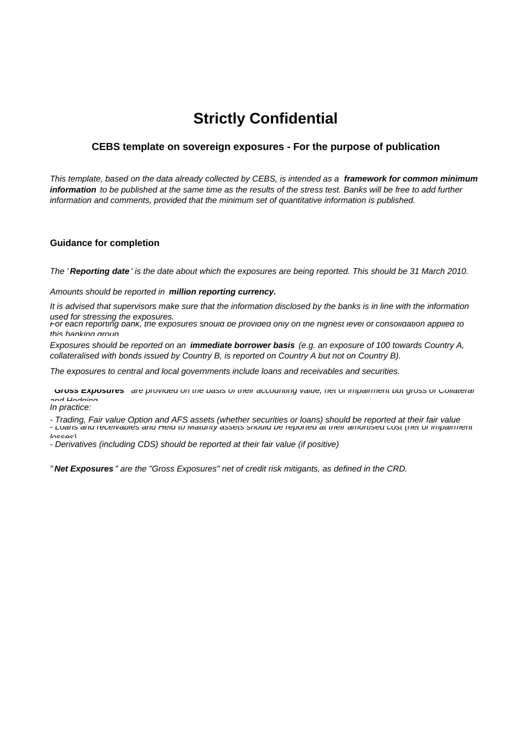# Strictly Confidential

## CEBS template on sovereign exposures - For the purpose of publication

*This template, based on the data already collected by CEBS, is intended as a* ***framework for common minimum information*** *to be published at the same time as the results of the stress test. Banks will be free to add further information and comments, provided that the minimum set of quantitative information is published.*

### Guidance for completion

*The '****Reporting date****' is the date about which the exposures are being reported. This should be 31 March 2010.*

*Amounts should be reported in* ***million reporting currency.***

*It is advised that supervisors make sure that the information disclosed by the banks is in line with the information used for stressing the exposures.*

*For each reporting bank, the exposures should be provided only on the highest level of consolidation applied to this banking group.*

*Exposures should be reported on an* ***immediate borrower basis*** *(e.g. an exposure of 100 towards Country A, collateralised with bonds issued by Country B, is reported on Country A but not on Country B).*

*The exposures to central and local governments include loans and receivables and securities.*

*"****Gross Exposures****" are provided on the basis of their accounting value, net of impairment but gross of Collateral and Hedging.*

*In practice:*

*- Trading, Fair value Option and AFS assets (whether securities or loans) should be reported at their fair value*

*- Loans and receivables and Held to Maturity assets should be reported at their amortised cost (net of impairment losses)*

*- Derivatives (including CDS) should be reported at their fair value (if positive)*

*"****Net Exposures****" are the "Gross Exposures" net of credit risk mitigants, as defined in the CRD.*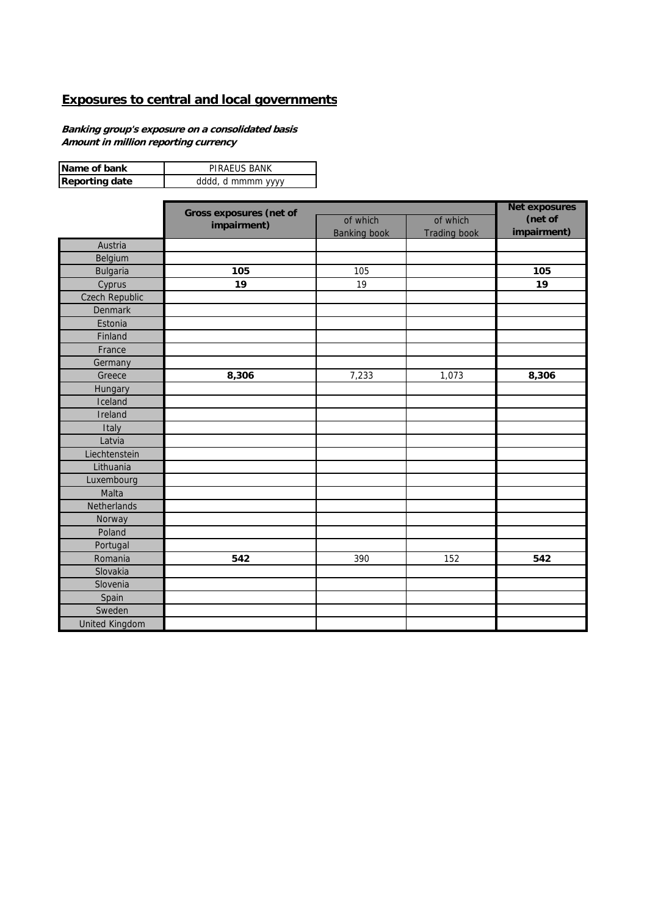## Exposures to central and local governments

***Banking group's exposure on a consolidated basis***
***Amount in million reporting currency***

| | |
|---|---|
| **Name of bank** | PIRAEUS BANK |
| **Reporting date** | dddd, d mmmm yyyy |

| | **Gross exposures (net of impairment)** | of which Banking book | of which Trading book | **Net exposures (net of impairment)** |
|---|---|---|---|---|
| Austria | | | | |
| Belgium | | | | |
| Bulgaria | **105** | 105 | | **105** |
| Cyprus | **19** | 19 | | **19** |
| Czech Republic | | | | |
| Denmark | | | | |
| Estonia | | | | |
| Finland | | | | |
| France | | | | |
| Germany | | | | |
| Greece | **8,306** | 7,233 | 1,073 | **8,306** |
| Hungary | | | | |
| Iceland | | | | |
| Ireland | | | | |
| Italy | | | | |
| Latvia | | | | |
| Liechtenstein | | | | |
| Lithuania | | | | |
| Luxembourg | | | | |
| Malta | | | | |
| Netherlands | | | | |
| Norway | | | | |
| Poland | | | | |
| Portugal | | | | |
| Romania | **542** | 390 | 152 | **542** |
| Slovakia | | | | |
| Slovenia | | | | |
| Spain | | | | |
| Sweden | | | | |
| United Kingdom | | | | |